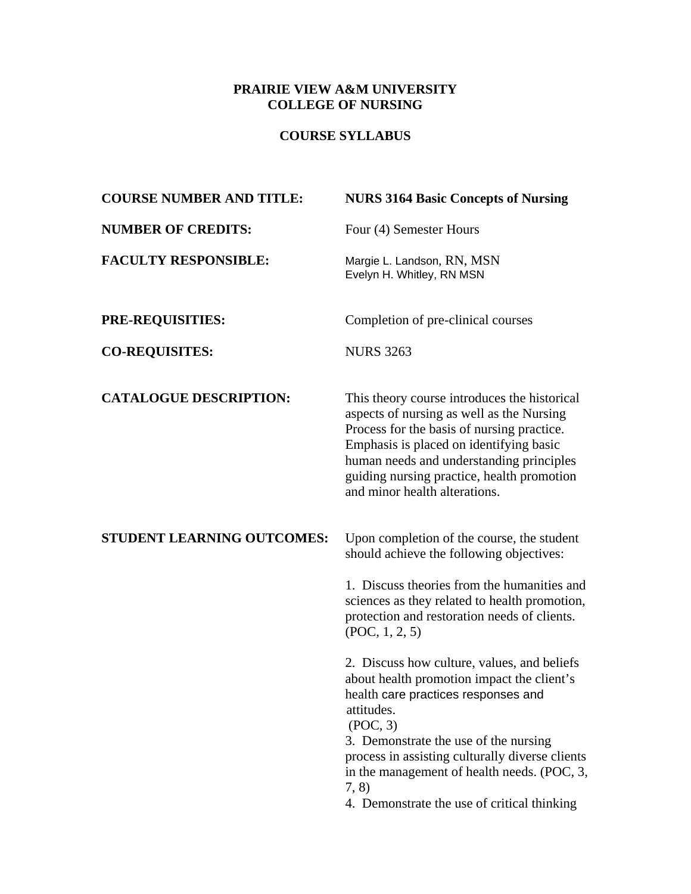**PRAIRIE VIEW A&M UNIVERSITY**
**COLLEGE OF NURSING**

**COURSE SYLLABUS**

**COURSE NUMBER AND TITLE:** **NURS 3164 Basic Concepts of Nursing**

**NUMBER OF CREDITS:** Four (4) Semester Hours

**FACULTY RESPONSIBLE:** Margie L. Landson, RN, MSN
Evelyn H. Whitley, RN MSN

**PRE-REQUISITIES:** Completion of pre-clinical courses

**CO-REQUISITES:** NURS 3263

**CATALOGUE DESCRIPTION:** This theory course introduces the historical aspects of nursing as well as the Nursing Process for the basis of nursing practice. Emphasis is placed on identifying basic human needs and understanding principles guiding nursing practice, health promotion and minor health alterations.

**STUDENT LEARNING OUTCOMES:** Upon completion of the course, the student should achieve the following objectives:

1. Discuss theories from the humanities and sciences as they related to health promotion, protection and restoration needs of clients. (POC, 1, 2, 5)

2. Discuss how culture, values, and beliefs about health promotion impact the client's health care practices responses and attitudes. (POC, 3)

3. Demonstrate the use of the nursing process in assisting culturally diverse clients in the management of health needs. (POC, 3, 7, 8)

4. Demonstrate the use of critical thinking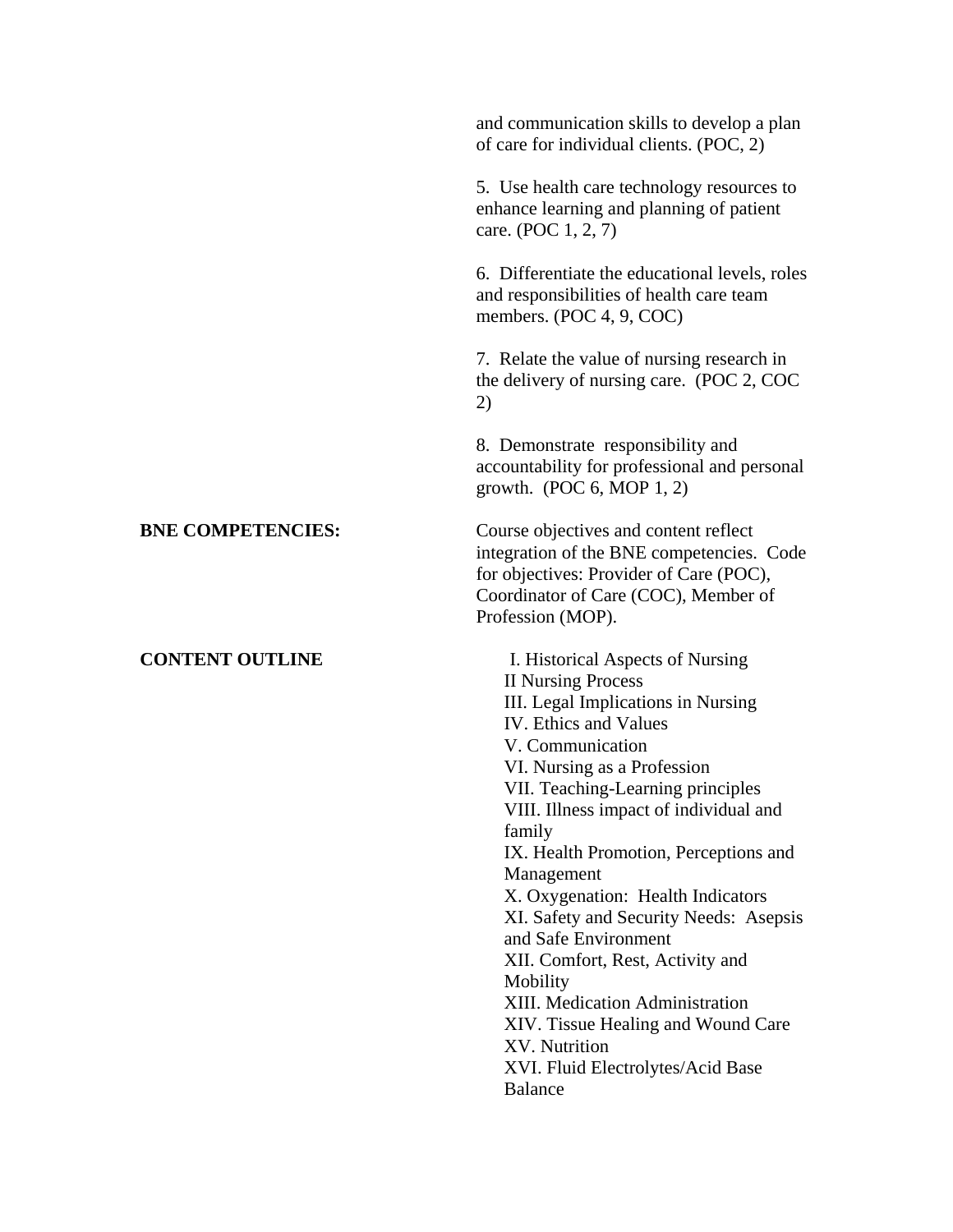and communication skills to develop a plan of care for individual clients. (POC, 2)

5. Use health care technology resources to enhance learning and planning of patient care. (POC 1, 2, 7)

6. Differentiate the educational levels, roles and responsibilities of health care team members. (POC 4, 9, COC)

7. Relate the value of nursing research in the delivery of nursing care. (POC 2, COC 2)

8. Demonstrate responsibility and accountability for professional and personal growth. (POC 6, MOP 1, 2)

**BNE COMPETENCIES:**

Course objectives and content reflect integration of the BNE competencies. Code for objectives: Provider of Care (POC), Coordinator of Care (COC), Member of Profession (MOP).

**CONTENT OUTLINE**

I. Historical Aspects of Nursing
II Nursing Process
III. Legal Implications in Nursing
IV. Ethics and Values
V. Communication
VI. Nursing as a Profession
VII. Teaching-Learning principles
VIII. Illness impact of individual and family
IX. Health Promotion, Perceptions and Management
X. Oxygenation: Health Indicators
XI. Safety and Security Needs: Asepsis and Safe Environment
XII. Comfort, Rest, Activity and Mobility
XIII. Medication Administration
XIV. Tissue Healing and Wound Care
XV. Nutrition
XVI. Fluid Electrolytes/Acid Base Balance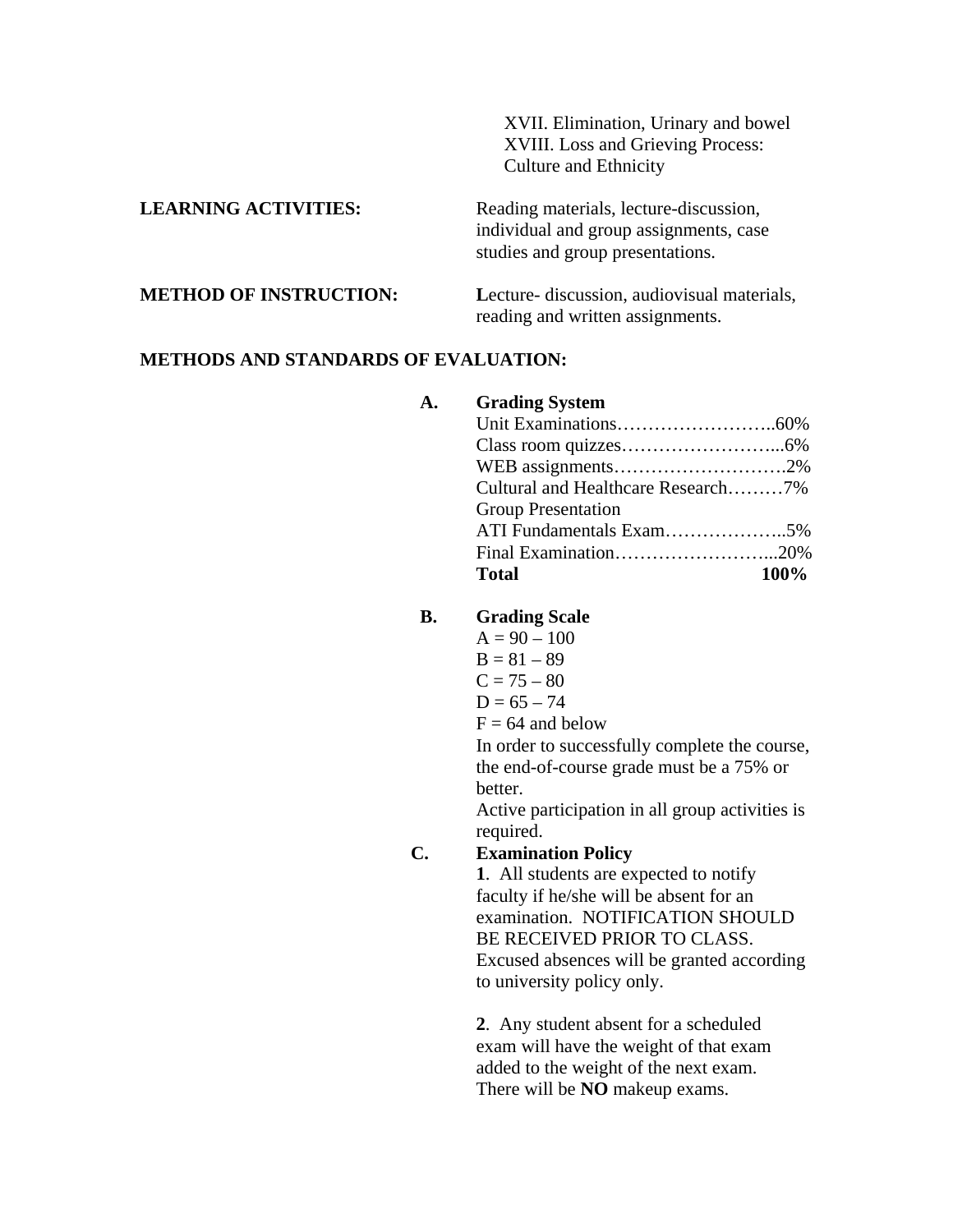XVII. Elimination, Urinary and bowel
XVIII. Loss and Grieving Process: Culture and Ethnicity

**LEARNING ACTIVITIES:** Reading materials, lecture-discussion, individual and group assignments, case studies and group presentations.

**METHOD OF INSTRUCTION:** **L**ecture- discussion, audiovisual materials, reading and written assignments.

**METHODS AND STANDARDS OF EVALUATION:**

**A. Grading System**

| | |
|---|---|
| Unit Examinations | 60% |
| Class room quizzes | 6% |
| WEB assignments | 2% |
| Cultural and Healthcare Research Group Presentation | 7% |
| ATI Fundamentals Exam | 5% |
| Final Examination | 20% |
| **Total** | **100%** |

**B. Grading Scale**

A = 90 – 100
B = 81 – 89
C = 75 – 80
D = 65 – 74
F = 64 and below

In order to successfully complete the course, the end-of-course grade must be a 75% or better.

Active participation in all group activities is required.

**C. Examination Policy**

**1**. All students are expected to notify faculty if he/she will be absent for an examination. NOTIFICATION SHOULD BE RECEIVED PRIOR TO CLASS. Excused absences will be granted according to university policy only.

**2**. Any student absent for a scheduled exam will have the weight of that exam added to the weight of the next exam. There will be **NO** makeup exams.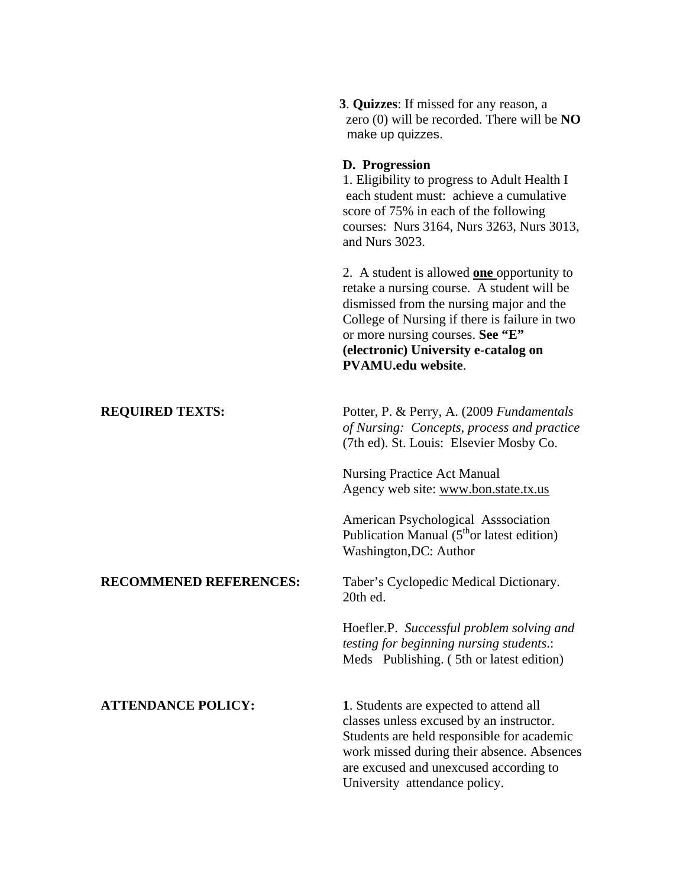**3**. **Quizzes**: If missed for any reason, a zero (0) will be recorded. There will be **NO** make up quizzes.

**D. Progression**

1. Eligibility to progress to Adult Health I each student must: achieve a cumulative score of 75% in each of the following courses: Nurs 3164, Nurs 3263, Nurs 3013, and Nurs 3023.

2. A student is allowed **one** opportunity to retake a nursing course. A student will be dismissed from the nursing major and the College of Nursing if there is failure in two or more nursing courses. **See "E" (electronic) University e-catalog on PVAMU.edu website**.

**REQUIRED TEXTS:**

Potter, P. & Perry, A. (2009 *Fundamentals of Nursing: Concepts, process and practice* (7th ed). St. Louis: Elsevier Mosby Co.

Nursing Practice Act Manual
Agency web site: www.bon.state.tx.us

American Psychological Asssociation Publication Manual (5th or latest edition) Washington,DC: Author

**RECOMMENED REFERENCES:**

Taber's Cyclopedic Medical Dictionary. 20th ed.

Hoefler.P. *Successful problem solving and testing for beginning nursing students*.: Meds Publishing. ( 5th or latest edition)

**ATTENDANCE POLICY:**

**1**. Students are expected to attend all classes unless excused by an instructor. Students are held responsible for academic work missed during their absence. Absences are excused and unexcused according to University attendance policy.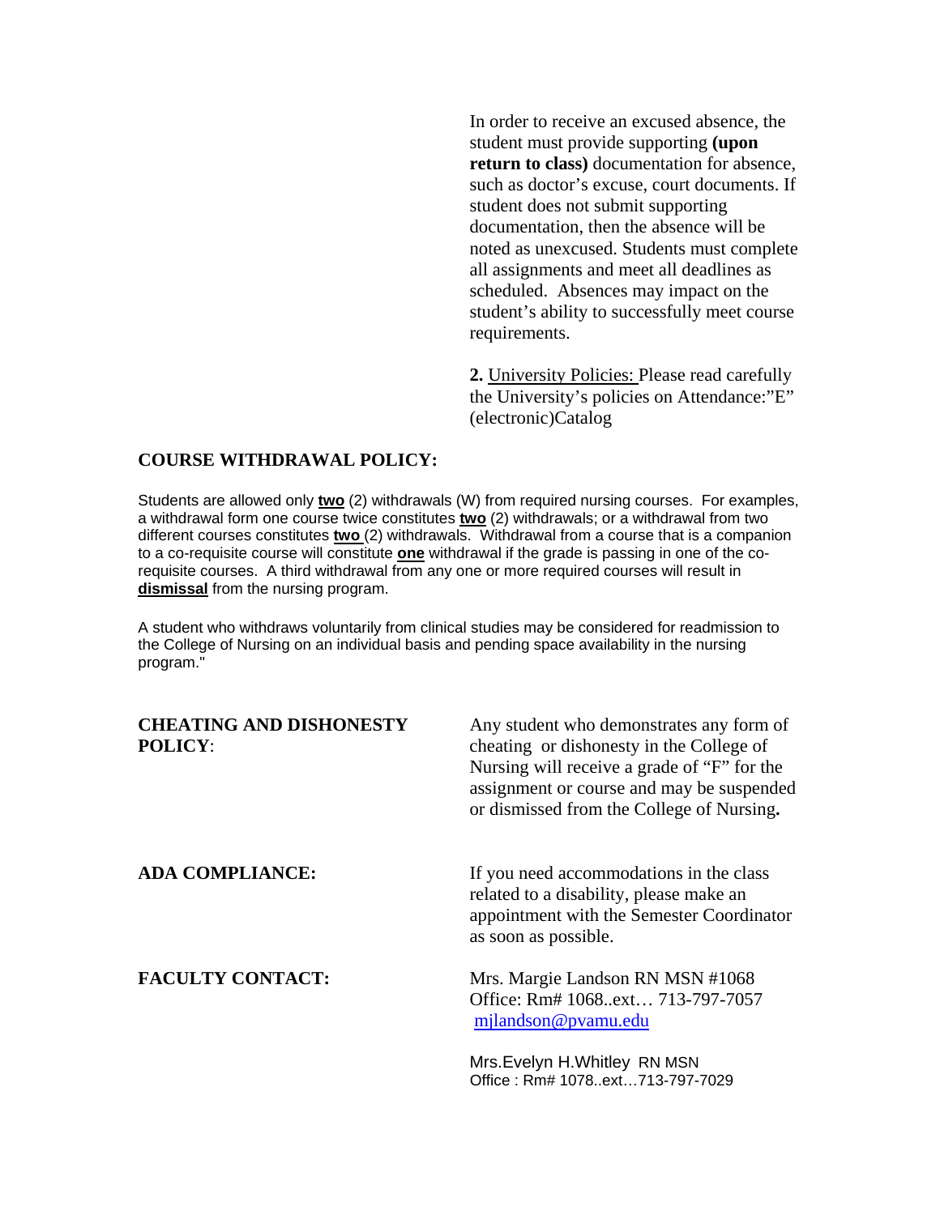In order to receive an excused absence, the student must provide supporting **(upon return to class)** documentation for absence, such as doctor's excuse, court documents. If student does not submit supporting documentation, then the absence will be noted as unexcused. Students must complete all assignments and meet all deadlines as scheduled. Absences may impact on the student's ability to successfully meet course requirements.

**2.** University Policies: Please read carefully the University's policies on Attendance:"E" (electronic)Catalog

**COURSE WITHDRAWAL POLICY:**

Students are allowed only **two** (2) withdrawals (W) from required nursing courses. For examples, a withdrawal form one course twice constitutes **two** (2) withdrawals; or a withdrawal from two different courses constitutes **two** (2) withdrawals. Withdrawal from a course that is a companion to a co-requisite course will constitute **one** withdrawal if the grade is passing in one of the co-requisite courses. A third withdrawal from any one or more required courses will result in **dismissal** from the nursing program.

A student who withdraws voluntarily from clinical studies may be considered for readmission to the College of Nursing on an individual basis and pending space availability in the nursing program."

**CHEATING AND DISHONESTY POLICY**:

Any student who demonstrates any form of cheating or dishonesty in the College of Nursing will receive a grade of "F" for the assignment or course and may be suspended or dismissed from the College of Nursing**.**

**ADA COMPLIANCE:**

If you need accommodations in the class related to a disability, please make an appointment with the Semester Coordinator as soon as possible.

**FACULTY CONTACT:**

Mrs. Margie Landson RN MSN #1068
Office: Rm# 1068..ext… 713-797-7057
mjlandson@pvamu.edu

Mrs.Evelyn H.Whitley RN MSN
Office : Rm# 1078..ext…713-797-7029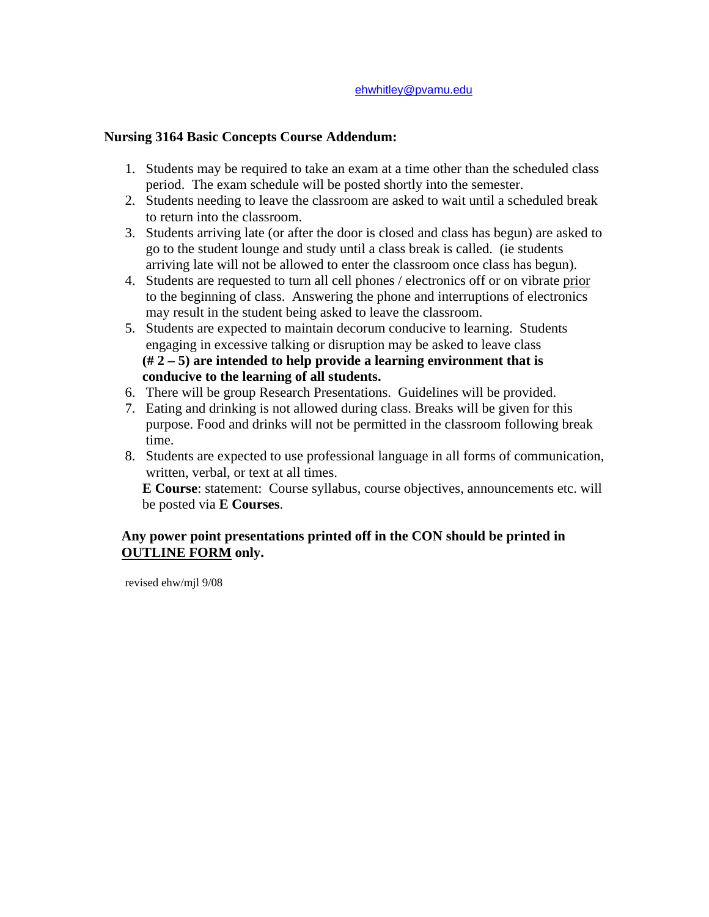ehwhitley@pvamu.edu

**Nursing 3164 Basic Concepts Course Addendum:**

1. Students may be required to take an exam at a time other than the scheduled class period. The exam schedule will be posted shortly into the semester.
2. Students needing to leave the classroom are asked to wait until a scheduled break to return into the classroom.
3. Students arriving late (or after the door is closed and class has begun) are asked to go to the student lounge and study until a class break is called. (ie students arriving late will not be allowed to enter the classroom once class has begun).
4. Students are requested to turn all cell phones / electronics off or on vibrate prior to the beginning of class. Answering the phone and interruptions of electronics may result in the student being asked to leave the classroom.
5. Students are expected to maintain decorum conducive to learning. Students engaging in excessive talking or disruption may be asked to leave class
   **(# 2 – 5) are intended to help provide a learning environment that is conducive to the learning of all students.**
6. There will be group Research Presentations. Guidelines will be provided.
7. Eating and drinking is not allowed during class. Breaks will be given for this purpose. Food and drinks will not be permitted in the classroom following break time.
8. Students are expected to use professional language in all forms of communication, written, verbal, or text at all times.
   **E Course**: statement: Course syllabus, course objectives, announcements etc. will be posted via **E Courses**.

**Any power point presentations printed off in the CON should be printed in OUTLINE FORM only.**

revised ehw/mjl 9/08